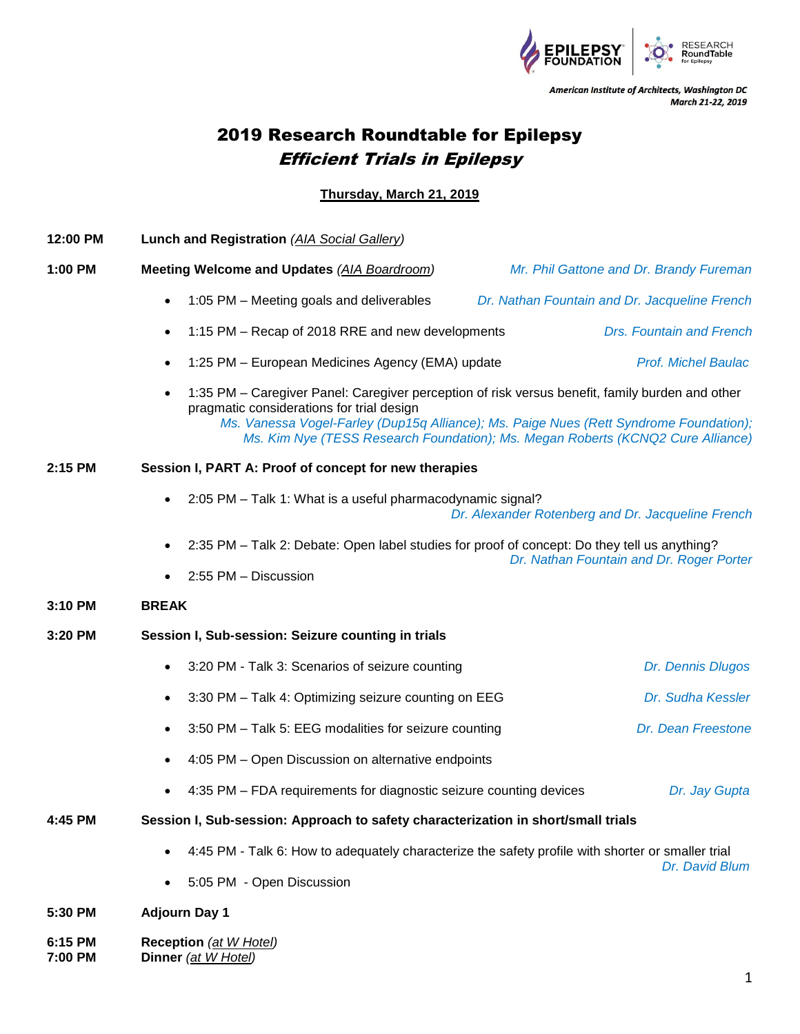*American Institute of Architects, Washington DC*
*March 21-22, 2019*

# 2019 Research Roundtable for Epilepsy
## *Efficient Trials in Epilepsy*

**Thursday, March 21, 2019**

**12:00 PM** **Lunch and Registration** *(AIA Social Gallery)*

**1:00 PM** **Meeting Welcome and Updates** *(AIA Boardroom)* — *Mr. Phil Gattone and Dr. Brandy Fureman*

- 1:05 PM – Meeting goals and deliverables — *Dr. Nathan Fountain and Dr. Jacqueline French*
- 1:15 PM – Recap of 2018 RRE and new developments — *Drs. Fountain and French*
- 1:25 PM – European Medicines Agency (EMA) update — *Prof. Michel Baulac*
- 1:35 PM – Caregiver Panel: Caregiver perception of risk versus benefit, family burden and other pragmatic considerations for trial design
  *Ms. Vanessa Vogel-Farley (Dup15q Alliance); Ms. Paige Nues (Rett Syndrome Foundation); Ms. Kim Nye (TESS Research Foundation); Ms. Megan Roberts (KCNQ2 Cure Alliance)*

**2:15 PM** **Session I, PART A: Proof of concept for new therapies**

- 2:05 PM – Talk 1: What is a useful pharmacodynamic signal?
  *Dr. Alexander Rotenberg and Dr. Jacqueline French*
- 2:35 PM – Talk 2: Debate: Open label studies for proof of concept: Do they tell us anything?
  *Dr. Nathan Fountain and Dr. Roger Porter*
- 2:55 PM – Discussion

**3:10 PM** **BREAK**

**3:20 PM** **Session I, Sub-session: Seizure counting in trials**

- 3:20 PM - Talk 3: Scenarios of seizure counting — *Dr. Dennis Dlugos*
- 3:30 PM – Talk 4: Optimizing seizure counting on EEG — *Dr. Sudha Kessler*
- 3:50 PM – Talk 5: EEG modalities for seizure counting — *Dr. Dean Freestone*
- 4:05 PM – Open Discussion on alternative endpoints
- 4:35 PM – FDA requirements for diagnostic seizure counting devices — *Dr. Jay Gupta*

**4:45 PM** **Session I, Sub-session: Approach to safety characterization in short/small trials**

- 4:45 PM - Talk 6: How to adequately characterize the safety profile with shorter or smaller trial
  *Dr. David Blum*
- 5:05 PM - Open Discussion

**5:30 PM** **Adjourn Day 1**

**6:15 PM** **Reception** *(at W Hotel)*
**7:00 PM** **Dinner** *(at W Hotel)*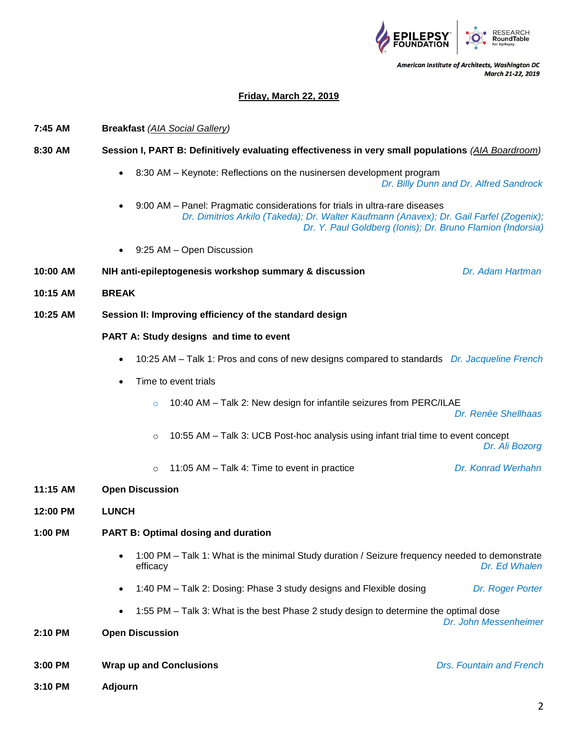American Institute of Architects, Washington DC
March 21-22, 2019

## Friday, March 22, 2019

**7:45 AM** **Breakfast** *(AIA Social Gallery)*

**8:30 AM** **Session I, PART B: Definitively evaluating effectiveness in very small populations** *(AIA Boardroom)*

- 8:30 AM – Keynote: Reflections on the nusinersen development program
  *Dr. Billy Dunn and Dr. Alfred Sandrock*
- 9:00 AM – Panel: Pragmatic considerations for trials in ultra-rare diseases
  *Dr. Dimitrios Arkilo (Takeda); Dr. Walter Kaufmann (Anavex); Dr. Gail Farfel (Zogenix); Dr. Y. Paul Goldberg (Ionis); Dr. Bruno Flamion (Indorsia)*
- 9:25 AM – Open Discussion

**10:00 AM** **NIH anti-epileptogenesis workshop summary & discussion** *Dr. Adam Hartman*

**10:15 AM** **BREAK**

**10:25 AM** **Session II: Improving efficiency of the standard design**

**PART A: Study designs and time to event**

- 10:25 AM – Talk 1: Pros and cons of new designs compared to standards *Dr. Jacqueline French*
- Time to event trials
  - 10:40 AM – Talk 2: New design for infantile seizures from PERC/ILAE
    *Dr. Renée Shellhaas*
  - 10:55 AM – Talk 3: UCB Post-hoc analysis using infant trial time to event concept
    *Dr. Ali Bozorg*
  - 11:05 AM – Talk 4: Time to event in practice *Dr. Konrad Werhahn*

**11:15 AM** **Open Discussion**

**12:00 PM** **LUNCH**

**1:00 PM** **PART B: Optimal dosing and duration**

- 1:00 PM – Talk 1: What is the minimal Study duration / Seizure frequency needed to demonstrate efficacy *Dr. Ed Whalen*
- 1:40 PM – Talk 2: Dosing: Phase 3 study designs and Flexible dosing *Dr. Roger Porter*
- 1:55 PM – Talk 3: What is the best Phase 2 study design to determine the optimal dose
  *Dr. John Messenheimer*

**2:10 PM** **Open Discussion**

**3:00 PM** **Wrap up and Conclusions** *Drs. Fountain and French*

**3:10 PM** **Adjourn**